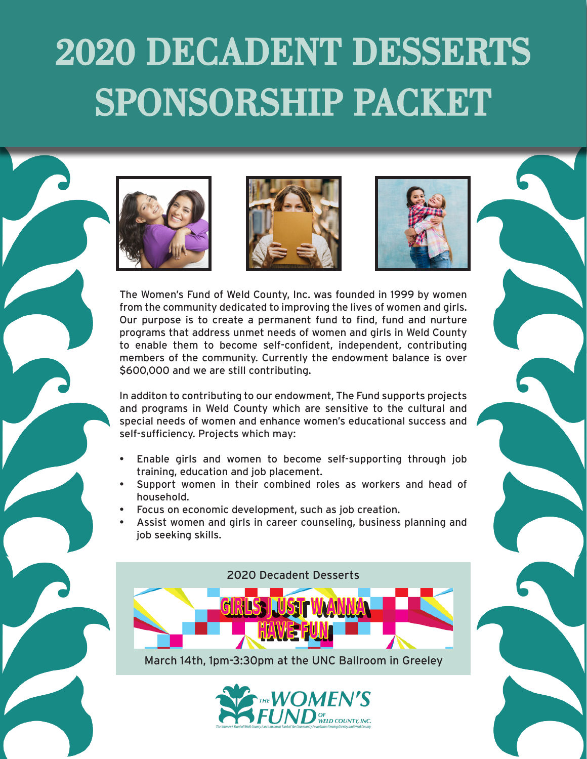# 2020 DECADENT DESSERTS SPONSORSHIP PACKET

The Women's Fund of Weld County, Inc. was founded in 1999 by women from the community dedicated to improving the lives of women and girls. Our purpose is to create a permanent fund to find, fund and nurture programs that address unmet needs of women and girls in Weld County to enable them to become self-confident, independent, contributing members of the community. Currently the endowment balance is over $600,000 and we are still contributing.

In additon to contributing to our endowment, The Fund supports projects and programs in Weld County which are sensitive to the cultural and special needs of women and enhance women's educational success and self-sufficiency. Projects which may:

- Enable girls and women to become self-supporting through job training, education and job placement.
- Support women in their combined roles as workers and head of household.
- Focus on economic development, such as job creation.
- Assist women and girls in career counseling, business planning and job seeking skills.

2020 Decadent Desserts

GIRLS JUST WANNA HAVE FUN

March 14th, 1pm-3:30pm at the UNC Ballroom in Greeley

THE WOMEN'S FUND OF WELD COUNTY, INC.

The Women's Fund of Weld County is a component fund of the Community Foundation Serving Greeley and Weld County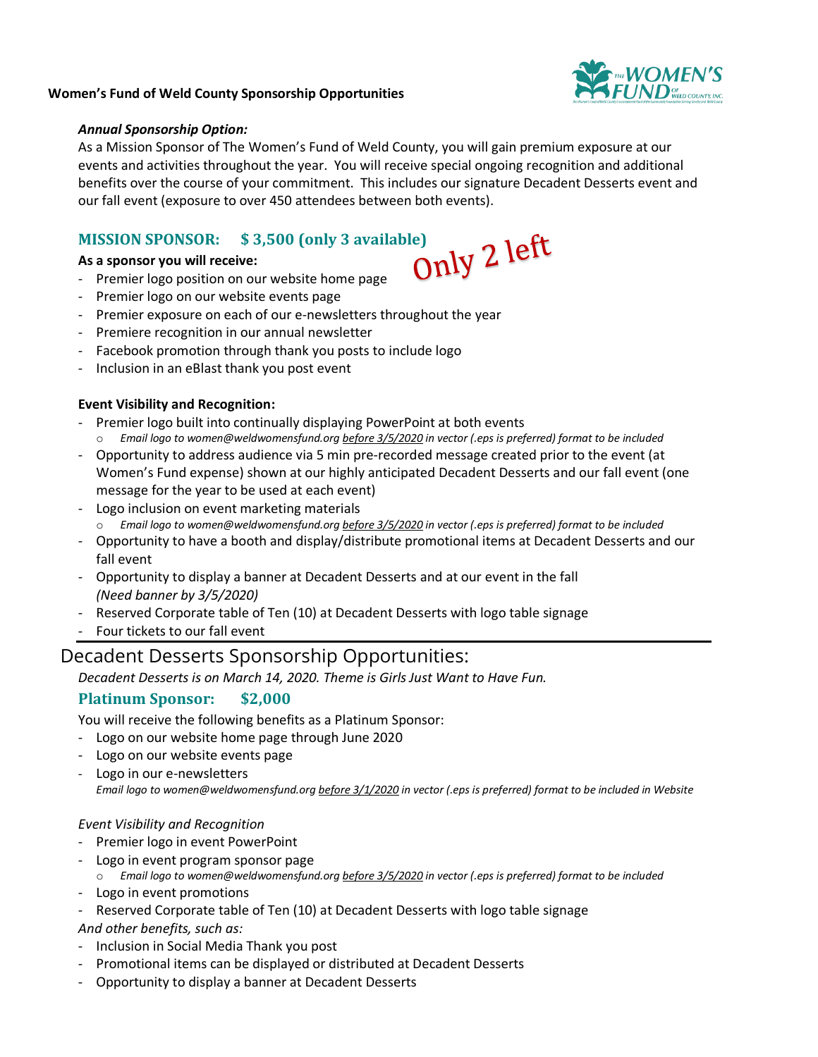**Women's Fund of Weld County Sponsorship Opportunities**

*Annual Sponsorship Option:*

As a Mission Sponsor of The Women's Fund of Weld County, you will gain premium exposure at our events and activities throughout the year. You will receive special ongoing recognition and additional benefits over the course of your commitment. This includes our signature Decadent Desserts event and our fall event (exposure to over 450 attendees between both events).

## MISSION SPONSOR: $ 3,500 (only 3 available)

Only 2 left

**As a sponsor you will receive:**

- Premier logo position on our website home page
- Premier logo on our website events page
- Premier exposure on each of our e-newsletters throughout the year
- Premiere recognition in our annual newsletter
- Facebook promotion through thank you posts to include logo
- Inclusion in an eBlast thank you post event

**Event Visibility and Recognition:**

- Premier logo built into continually displaying PowerPoint at both events
  - *Email logo to women@weldwomensfund.org before 3/5/2020 in vector (.eps is preferred) format to be included*
- Opportunity to address audience via 5 min pre-recorded message created prior to the event (at Women's Fund expense) shown at our highly anticipated Decadent Desserts and our fall event (one message for the year to be used at each event)
- Logo inclusion on event marketing materials
  - *Email logo to women@weldwomensfund.org before 3/5/2020 in vector (.eps is preferred) format to be included*
- Opportunity to have a booth and display/distribute promotional items at Decadent Desserts and our fall event
- Opportunity to display a banner at Decadent Desserts and at our event in the fall *(Need banner by 3/5/2020)*
- Reserved Corporate table of Ten (10) at Decadent Desserts with logo table signage
- Four tickets to our fall event

---

# Decadent Desserts Sponsorship Opportunities:

*Decadent Desserts is on March 14, 2020. Theme is Girls Just Want to Have Fun.*

## Platinum Sponsor: $2,000

You will receive the following benefits as a Platinum Sponsor:

- Logo on our website home page through June 2020
- Logo on our website events page
- Logo in our e-newsletters
  *Email logo to women@weldwomensfund.org before 3/1/2020 in vector (.eps is preferred) format to be included in Website*

*Event Visibility and Recognition*

- Premier logo in event PowerPoint
- Logo in event program sponsor page
  - *Email logo to women@weldwomensfund.org before 3/5/2020 in vector (.eps is preferred) format to be included*
- Logo in event promotions
- Reserved Corporate table of Ten (10) at Decadent Desserts with logo table signage

*And other benefits, such as:*

- Inclusion in Social Media Thank you post
- Promotional items can be displayed or distributed at Decadent Desserts
- Opportunity to display a banner at Decadent Desserts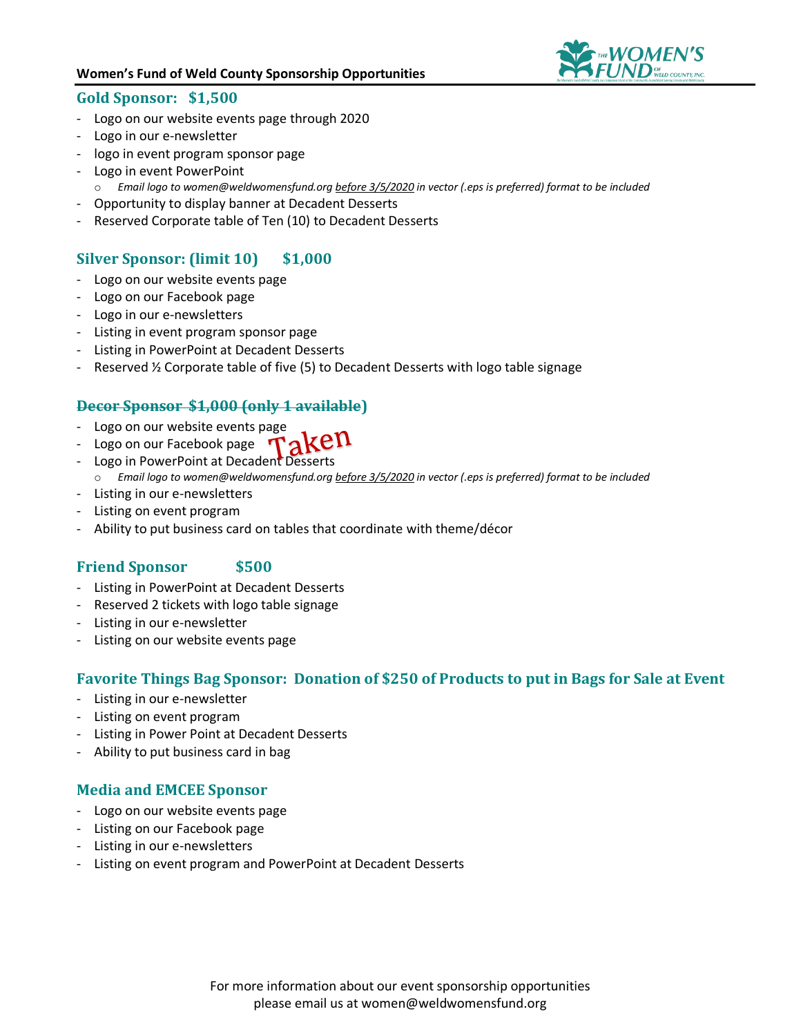**Women's Fund of Weld County Sponsorship Opportunities**

## Gold Sponsor: $1,500

- Logo on our website events page through 2020
- Logo in our e-newsletter
- logo in event program sponsor page
- Logo in event PowerPoint
  - *Email logo to women@weldwomensfund.org before 3/5/2020 in vector (.eps is preferred) format to be included*
- Opportunity to display banner at Decadent Desserts
- Reserved Corporate table of Ten (10) to Decadent Desserts

## Silver Sponsor: (limit 10) $1,000

- Logo on our website events page
- Logo on our Facebook page
- Logo in our e-newsletters
- Listing in event program sponsor page
- Listing in PowerPoint at Decadent Desserts
- Reserved ½ Corporate table of five (5) to Decadent Desserts with logo table signage

## ~~Decor Sponsor $1,000 (only 1 available)~~

Taken

- Logo on our website events page
- Logo on our Facebook page
- Logo in PowerPoint at Decadent Desserts
  - *Email logo to women@weldwomensfund.org before 3/5/2020 in vector (.eps is preferred) format to be included*
- Listing in our e-newsletters
- Listing on event program
- Ability to put business card on tables that coordinate with theme/décor

## Friend Sponsor $500

- Listing in PowerPoint at Decadent Desserts
- Reserved 2 tickets with logo table signage
- Listing in our e-newsletter
- Listing on our website events page

## Favorite Things Bag Sponsor: Donation of $250 of Products to put in Bags for Sale at Event

- Listing in our e-newsletter
- Listing on event program
- Listing in Power Point at Decadent Desserts
- Ability to put business card in bag

## Media and EMCEE Sponsor

- Logo on our website events page
- Listing on our Facebook page
- Listing in our e-newsletters
- Listing on event program and PowerPoint at Decadent Desserts

For more information about our event sponsorship opportunities please email us at women@weldwomensfund.org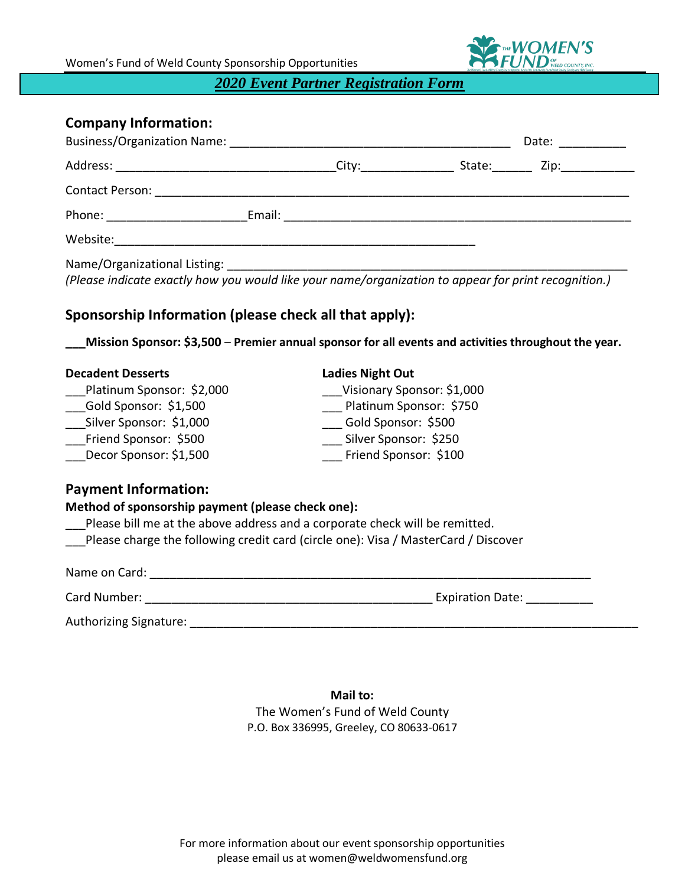## 2020 Event Partner Registration Form

### Company Information:

Business/Organization Name: ___________________________________________ Date: __________

Address: _________________________________City:______________ State:______ Zip:___________

Contact Person: __________________________________________________________________________

Phone: _____________________Email: _____________________________________________________

Website:_________________________________________________________

Name/Organizational Listing: ______________________________________________________________

*(Please indicate exactly how you would like your name/organization to appear for print recognition.)*

### Sponsorship Information (please check all that apply):

**___Mission Sponsor: $3,500 – Premier annual sponsor for all events and activities throughout the year.**

**Decadent Desserts**

___Platinum Sponsor: $2,000
___Gold Sponsor: $1,500
___Silver Sponsor: $1,000
___Friend Sponsor: $500
___Decor Sponsor: $1,500

**Ladies Night Out**

___Visionary Sponsor: $1,000
___ Platinum Sponsor: $750
___ Gold Sponsor: $500
___ Silver Sponsor: $250
___ Friend Sponsor: $100

### Payment Information:

**Method of sponsorship payment (please check one):**

___Please bill me at the above address and a corporate check will be remitted.
___Please charge the following credit card (circle one): Visa / MasterCard / Discover

Name on Card: _____________________________________________________________________

Card Number: ____________________________________________ Expiration Date: __________

Authorizing Signature: _______________________________________________________________________

**Mail to:**
The Women's Fund of Weld County
P.O. Box 336995, Greeley, CO 80633-0617

For more information about our event sponsorship opportunities
please email us at women@weldwomensfund.org